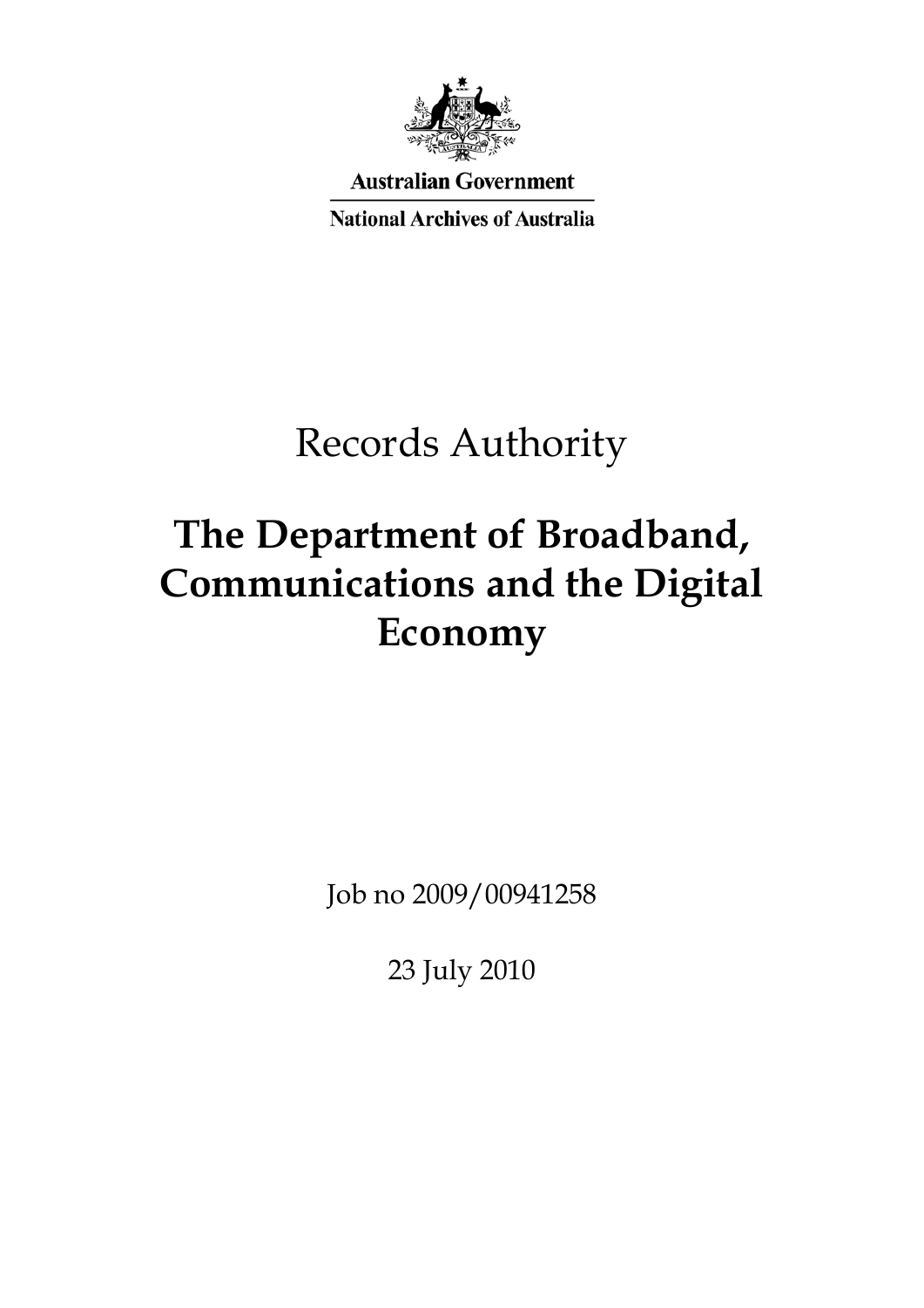Australian Government

National Archives of Australia

# Records Authority

# The Department of Broadband, Communications and the Digital Economy

Job no 2009/00941258

23 July 2010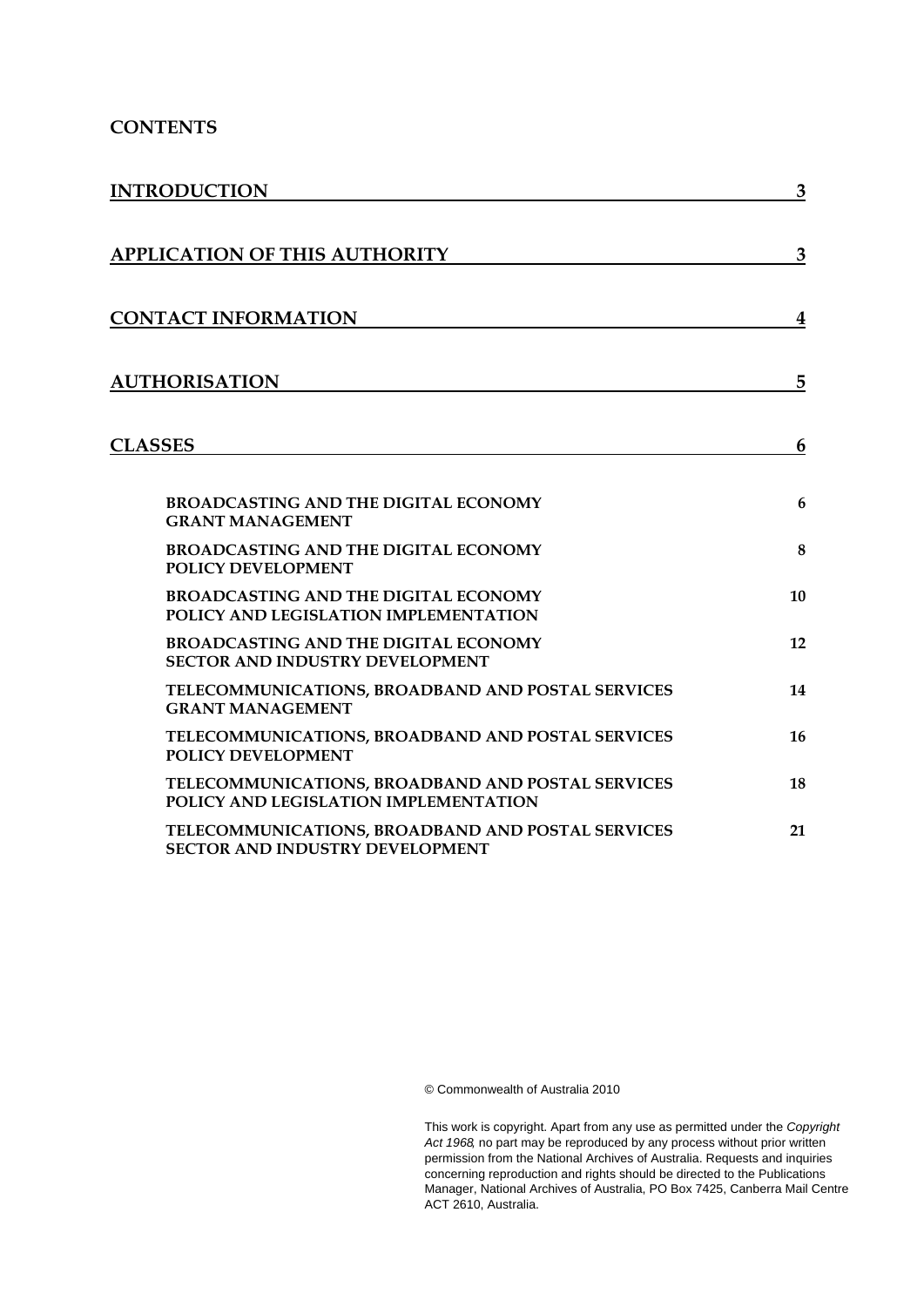# CONTENTS

| | |
|---|---|
| **INTRODUCTION** | **3** |
| **APPLICATION OF THIS AUTHORITY** | **3** |
| **CONTACT INFORMATION** | **4** |
| **AUTHORISATION** | **5** |
| **CLASSES** | **6** |
| **BROADCASTING AND THE DIGITAL ECONOMY GRANT MANAGEMENT** | **6** |
| **BROADCASTING AND THE DIGITAL ECONOMY POLICY DEVELOPMENT** | **8** |
| **BROADCASTING AND THE DIGITAL ECONOMY POLICY AND LEGISLATION IMPLEMENTATION** | **10** |
| **BROADCASTING AND THE DIGITAL ECONOMY SECTOR AND INDUSTRY DEVELOPMENT** | **12** |
| **TELECOMMUNICATIONS, BROADBAND AND POSTAL SERVICES GRANT MANAGEMENT** | **14** |
| **TELECOMMUNICATIONS, BROADBAND AND POSTAL SERVICES POLICY DEVELOPMENT** | **16** |
| **TELECOMMUNICATIONS, BROADBAND AND POSTAL SERVICES POLICY AND LEGISLATION IMPLEMENTATION** | **18** |
| **TELECOMMUNICATIONS, BROADBAND AND POSTAL SERVICES SECTOR AND INDUSTRY DEVELOPMENT** | **21** |

© Commonwealth of Australia 2010

This work is copyright. Apart from any use as permitted under the *Copyright Act 1968*, no part may be reproduced by any process without prior written permission from the National Archives of Australia. Requests and inquiries concerning reproduction and rights should be directed to the Publications Manager, National Archives of Australia, PO Box 7425, Canberra Mail Centre ACT 2610, Australia.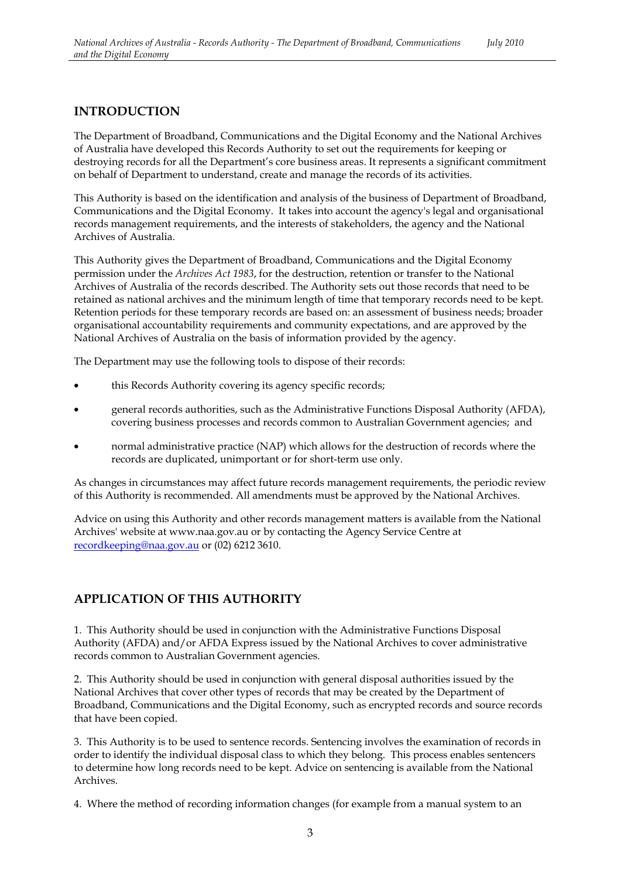## INTRODUCTION

The Department of Broadband, Communications and the Digital Economy and the National Archives of Australia have developed this Records Authority to set out the requirements for keeping or destroying records for all the Department's core business areas. It represents a significant commitment on behalf of Department to understand, create and manage the records of its activities.

This Authority is based on the identification and analysis of the business of Department of Broadband, Communications and the Digital Economy. It takes into account the agency's legal and organisational records management requirements, and the interests of stakeholders, the agency and the National Archives of Australia.

This Authority gives the Department of Broadband, Communications and the Digital Economy permission under the *Archives Act 1983*, for the destruction, retention or transfer to the National Archives of Australia of the records described. The Authority sets out those records that need to be retained as national archives and the minimum length of time that temporary records need to be kept. Retention periods for these temporary records are based on: an assessment of business needs; broader organisational accountability requirements and community expectations, and are approved by the National Archives of Australia on the basis of information provided by the agency.

The Department may use the following tools to dispose of their records:

- this Records Authority covering its agency specific records;
- general records authorities, such as the Administrative Functions Disposal Authority (AFDA), covering business processes and records common to Australian Government agencies; and
- normal administrative practice (NAP) which allows for the destruction of records where the records are duplicated, unimportant or for short-term use only.

As changes in circumstances may affect future records management requirements, the periodic review of this Authority is recommended. All amendments must be approved by the National Archives.

Advice on using this Authority and other records management matters is available from the National Archives' website at www.naa.gov.au or by contacting the Agency Service Centre at recordkeeping@naa.gov.au or (02) 6212 3610.

## APPLICATION OF THIS AUTHORITY

1. This Authority should be used in conjunction with the Administrative Functions Disposal Authority (AFDA) and/or AFDA Express issued by the National Archives to cover administrative records common to Australian Government agencies.

2. This Authority should be used in conjunction with general disposal authorities issued by the National Archives that cover other types of records that may be created by the Department of Broadband, Communications and the Digital Economy, such as encrypted records and source records that have been copied.

3. This Authority is to be used to sentence records. Sentencing involves the examination of records in order to identify the individual disposal class to which they belong. This process enables sentencers to determine how long records need to be kept. Advice on sentencing is available from the National Archives.

4. Where the method of recording information changes (for example from a manual system to an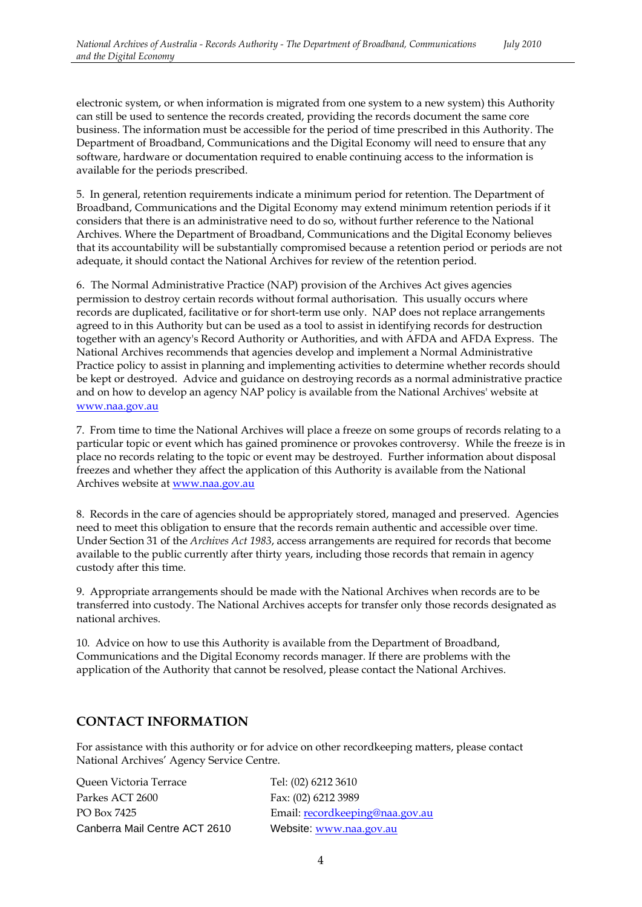electronic system, or when information is migrated from one system to a new system) this Authority can still be used to sentence the records created, providing the records document the same core business. The information must be accessible for the period of time prescribed in this Authority. The Department of Broadband, Communications and the Digital Economy will need to ensure that any software, hardware or documentation required to enable continuing access to the information is available for the periods prescribed.

5. In general, retention requirements indicate a minimum period for retention. The Department of Broadband, Communications and the Digital Economy may extend minimum retention periods if it considers that there is an administrative need to do so, without further reference to the National Archives. Where the Department of Broadband, Communications and the Digital Economy believes that its accountability will be substantially compromised because a retention period or periods are not adequate, it should contact the National Archives for review of the retention period.

6. The Normal Administrative Practice (NAP) provision of the Archives Act gives agencies permission to destroy certain records without formal authorisation. This usually occurs where records are duplicated, facilitative or for short-term use only. NAP does not replace arrangements agreed to in this Authority but can be used as a tool to assist in identifying records for destruction together with an agency's Record Authority or Authorities, and with AFDA and AFDA Express. The National Archives recommends that agencies develop and implement a Normal Administrative Practice policy to assist in planning and implementing activities to determine whether records should be kept or destroyed. Advice and guidance on destroying records as a normal administrative practice and on how to develop an agency NAP policy is available from the National Archives' website at www.naa.gov.au

7. From time to time the National Archives will place a freeze on some groups of records relating to a particular topic or event which has gained prominence or provokes controversy. While the freeze is in place no records relating to the topic or event may be destroyed. Further information about disposal freezes and whether they affect the application of this Authority is available from the National Archives website at www.naa.gov.au

8. Records in the care of agencies should be appropriately stored, managed and preserved. Agencies need to meet this obligation to ensure that the records remain authentic and accessible over time. Under Section 31 of the *Archives Act 1983*, access arrangements are required for records that become available to the public currently after thirty years, including those records that remain in agency custody after this time.

9. Appropriate arrangements should be made with the National Archives when records are to be transferred into custody. The National Archives accepts for transfer only those records designated as national archives.

10. Advice on how to use this Authority is available from the Department of Broadband, Communications and the Digital Economy records manager. If there are problems with the application of the Authority that cannot be resolved, please contact the National Archives.

## CONTACT INFORMATION

For assistance with this authority or for advice on other recordkeeping matters, please contact National Archives' Agency Service Centre.

Queen Victoria Terrace
Parkes ACT 2600
PO Box 7425
Canberra Mail Centre ACT 2610

Tel: (02) 6212 3610
Fax: (02) 6212 3989
Email: recordkeeping@naa.gov.au
Website: www.naa.gov.au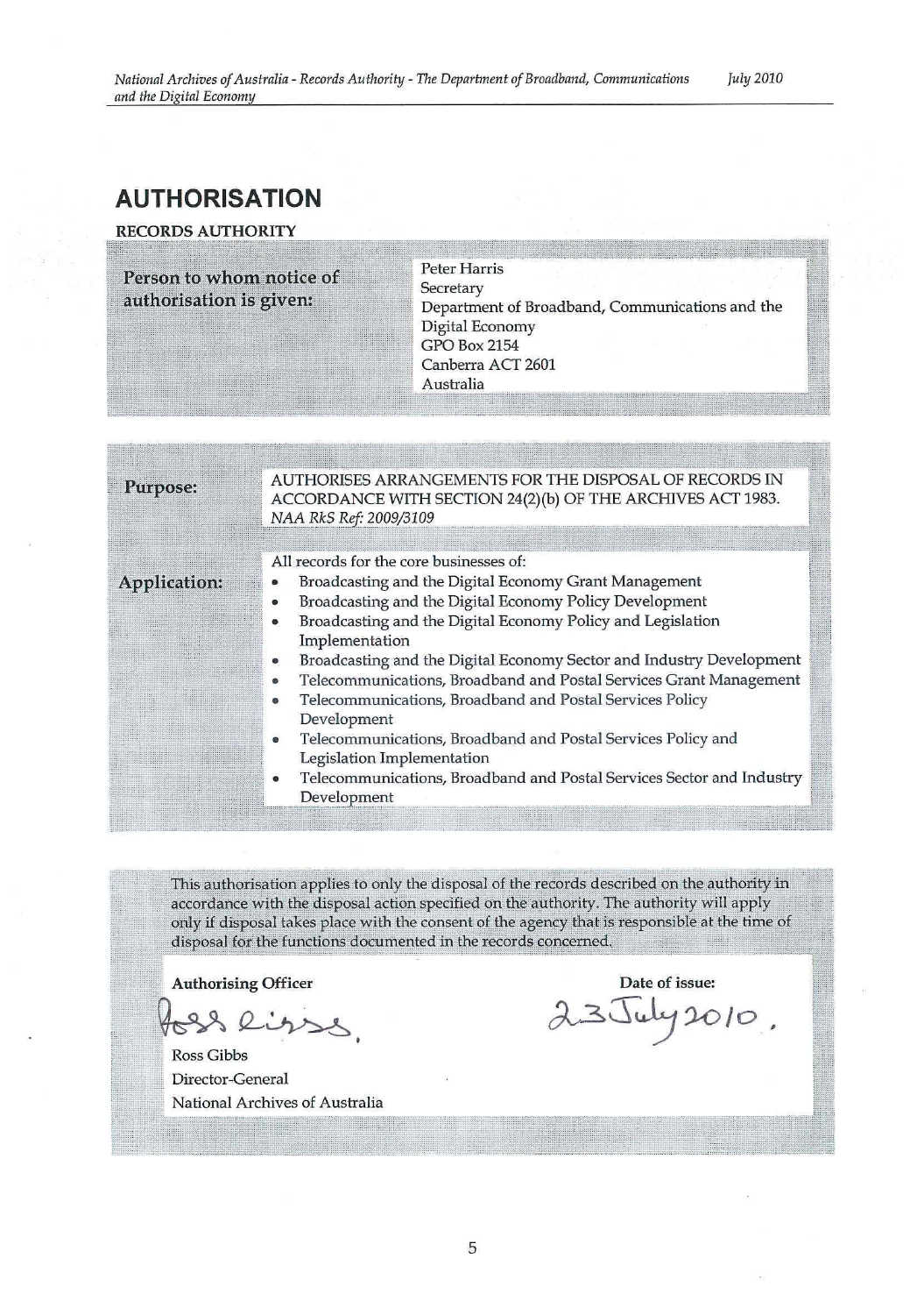# AUTHORISATION

**RECORDS AUTHORITY**

| | |
|---|---|
| **Person to whom notice of authorisation is given:** | Peter Harris<br>Secretary<br>Department of Broadband, Communications and the Digital Economy<br>GPO Box 2154<br>Canberra ACT 2601<br>Australia |

| | |
|---|---|
| **Purpose:** | AUTHORISES ARRANGEMENTS FOR THE DISPOSAL OF RECORDS IN ACCORDANCE WITH SECTION 24(2)(b) OF THE ARCHIVES ACT 1983.<br>*NAA RkS Ref: 2009/3109* |
| **Application:** | All records for the core businesses of:<br>• Broadcasting and the Digital Economy Grant Management<br>• Broadcasting and the Digital Economy Policy Development<br>• Broadcasting and the Digital Economy Policy and Legislation Implementation<br>• Broadcasting and the Digital Economy Sector and Industry Development<br>• Telecommunications, Broadband and Postal Services Grant Management<br>• Telecommunications, Broadband and Postal Services Policy Development<br>• Telecommunications, Broadband and Postal Services Policy and Legislation Implementation<br>• Telecommunications, Broadband and Postal Services Sector and Industry Development |

This authorisation applies to only the disposal of the records described on the authority in accordance with the disposal action specified on the authority. The authority will apply only if disposal takes place with the consent of the agency that is responsible at the time of disposal for the functions documented in the records concerned.

| **Authorising Officer** | **Date of issue:** |
|---|---|
| Ross Gibbs<br>Ross Gibbs<br>Director-General<br>National Archives of Australia | 23 July 2010. |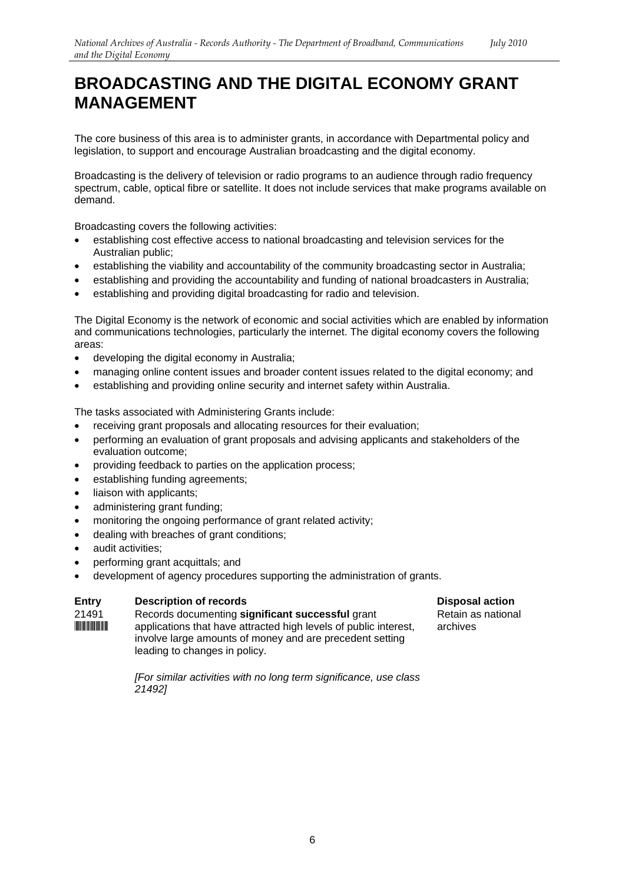# BROADCASTING AND THE DIGITAL ECONOMY GRANT MANAGEMENT

The core business of this area is to administer grants, in accordance with Departmental policy and legislation, to support and encourage Australian broadcasting and the digital economy.

Broadcasting is the delivery of television or radio programs to an audience through radio frequency spectrum, cable, optical fibre or satellite. It does not include services that make programs available on demand.

Broadcasting covers the following activities:

- establishing cost effective access to national broadcasting and television services for the Australian public;
- establishing the viability and accountability of the community broadcasting sector in Australia;
- establishing and providing the accountability and funding of national broadcasters in Australia;
- establishing and providing digital broadcasting for radio and television.

The Digital Economy is the network of economic and social activities which are enabled by information and communications technologies, particularly the internet. The digital economy covers the following areas:

- developing the digital economy in Australia;
- managing online content issues and broader content issues related to the digital economy; and
- establishing and providing online security and internet safety within Australia.

The tasks associated with Administering Grants include:

- receiving grant proposals and allocating resources for their evaluation;
- performing an evaluation of grant proposals and advising applicants and stakeholders of the evaluation outcome;
- providing feedback to parties on the application process;
- establishing funding agreements;
- liaison with applicants;
- administering grant funding;
- monitoring the ongoing performance of grant related activity;
- dealing with breaches of grant conditions;
- audit activities;
- performing grant acquittals; and
- development of agency procedures supporting the administration of grants.

| Entry | Description of records | Disposal action |
|---|---|---|
| 21491 | Records documenting **significant successful** grant applications that have attracted high levels of public interest, involve large amounts of money and are precedent setting leading to changes in policy.<br><br>*[For similar activities with no long term significance, use class 21492]* | Retain as national archives |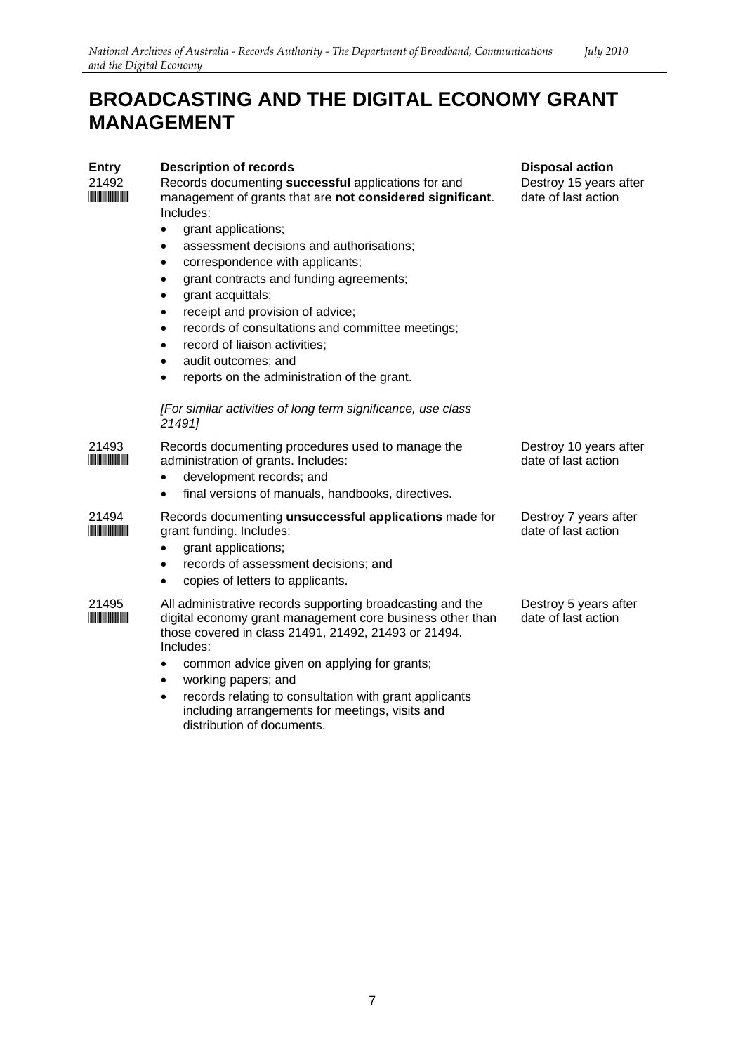# BROADCASTING AND THE DIGITAL ECONOMY GRANT MANAGEMENT

| Entry | Description of records | Disposal action |
|---|---|---|
| 21492 | Records documenting **successful** applications for and management of grants that are **not considered significant**. Includes:<br>• grant applications;<br>• assessment decisions and authorisations;<br>• correspondence with applicants;<br>• grant contracts and funding agreements;<br>• grant acquittals;<br>• receipt and provision of advice;<br>• records of consultations and committee meetings;<br>• record of liaison activities;<br>• audit outcomes; and<br>• reports on the administration of the grant.<br><br>*[For similar activities of long term significance, use class 21491]* | Destroy 15 years after date of last action |
| 21493 | Records documenting procedures used to manage the administration of grants. Includes:<br>• development records; and<br>• final versions of manuals, handbooks, directives. | Destroy 10 years after date of last action |
| 21494 | Records documenting **unsuccessful applications** made for grant funding. Includes:<br>• grant applications;<br>• records of assessment decisions; and<br>• copies of letters to applicants. | Destroy 7 years after date of last action |
| 21495 | All administrative records supporting broadcasting and the digital economy grant management core business other than those covered in class 21491, 21492, 21493 or 21494. Includes:<br>• common advice given on applying for grants;<br>• working papers; and<br>• records relating to consultation with grant applicants including arrangements for meetings, visits and distribution of documents. | Destroy 5 years after date of last action |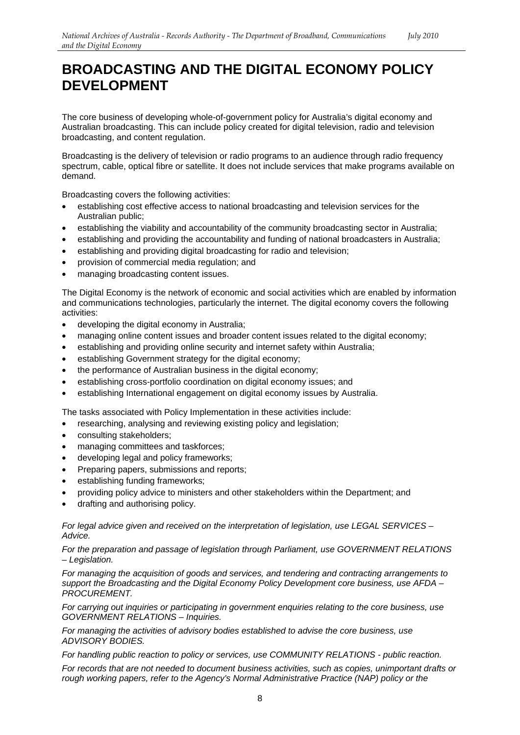# BROADCASTING AND THE DIGITAL ECONOMY POLICY DEVELOPMENT

The core business of developing whole-of-government policy for Australia's digital economy and Australian broadcasting. This can include policy created for digital television, radio and television broadcasting, and content regulation.

Broadcasting is the delivery of television or radio programs to an audience through radio frequency spectrum, cable, optical fibre or satellite. It does not include services that make programs available on demand.

Broadcasting covers the following activities:

- establishing cost effective access to national broadcasting and television services for the Australian public;
- establishing the viability and accountability of the community broadcasting sector in Australia;
- establishing and providing the accountability and funding of national broadcasters in Australia;
- establishing and providing digital broadcasting for radio and television;
- provision of commercial media regulation; and
- managing broadcasting content issues.

The Digital Economy is the network of economic and social activities which are enabled by information and communications technologies, particularly the internet. The digital economy covers the following activities:

- developing the digital economy in Australia;
- managing online content issues and broader content issues related to the digital economy;
- establishing and providing online security and internet safety within Australia;
- establishing Government strategy for the digital economy;
- the performance of Australian business in the digital economy;
- establishing cross-portfolio coordination on digital economy issues; and
- establishing International engagement on digital economy issues by Australia.

The tasks associated with Policy Implementation in these activities include:

- researching, analysing and reviewing existing policy and legislation;
- consulting stakeholders;
- managing committees and taskforces;
- developing legal and policy frameworks;
- Preparing papers, submissions and reports;
- establishing funding frameworks;
- providing policy advice to ministers and other stakeholders within the Department; and
- drafting and authorising policy.

*For legal advice given and received on the interpretation of legislation, use LEGAL SERVICES – Advice.*

*For the preparation and passage of legislation through Parliament, use GOVERNMENT RELATIONS – Legislation.*

*For managing the acquisition of goods and services, and tendering and contracting arrangements to support the Broadcasting and the Digital Economy Policy Development core business, use AFDA – PROCUREMENT.*

*For carrying out inquiries or participating in government enquiries relating to the core business, use GOVERNMENT RELATIONS – Inquiries.*

*For managing the activities of advisory bodies established to advise the core business, use ADVISORY BODIES.*

*For handling public reaction to policy or services, use COMMUNITY RELATIONS - public reaction.*

*For records that are not needed to document business activities, such as copies, unimportant drafts or rough working papers, refer to the Agency's Normal Administrative Practice (NAP) policy or the*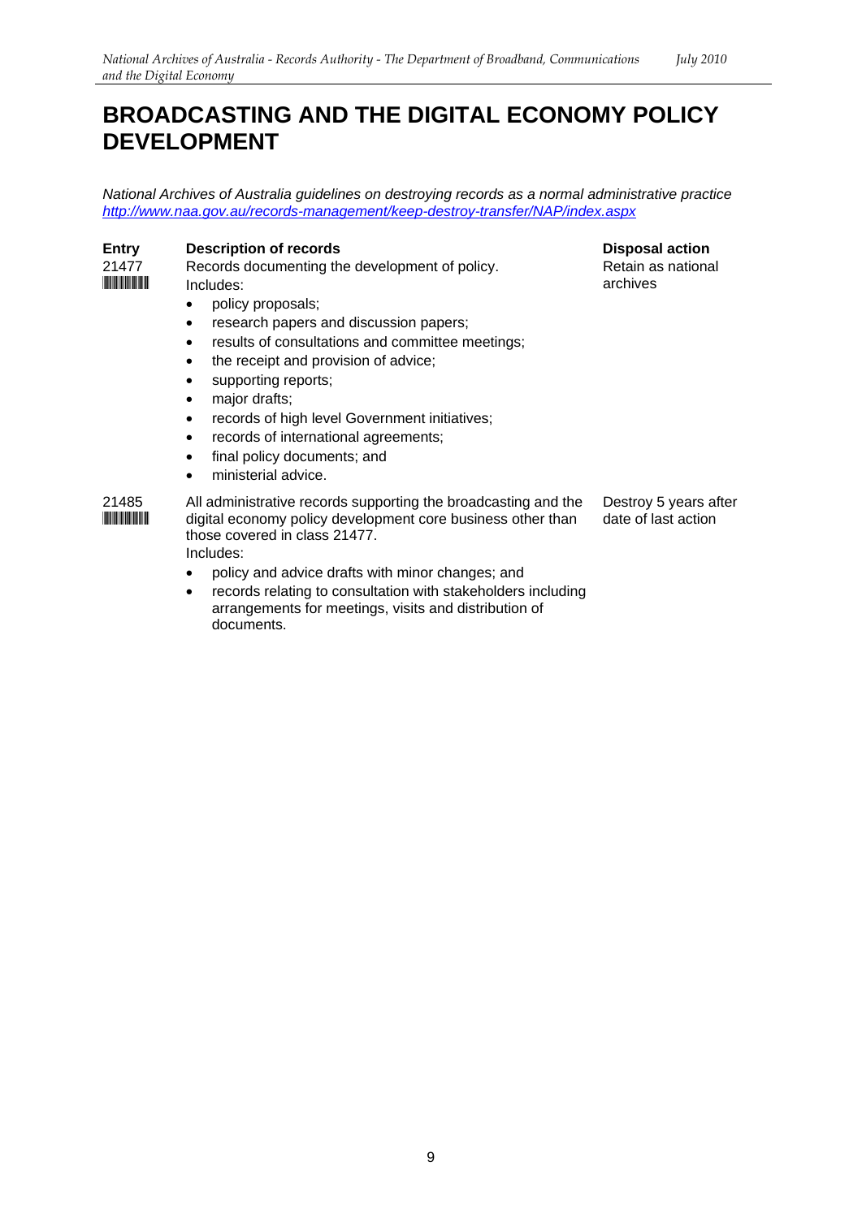# BROADCASTING AND THE DIGITAL ECONOMY POLICY DEVELOPMENT

*National Archives of Australia guidelines on destroying records as a normal administrative practice*
*http://www.naa.gov.au/records-management/keep-destroy-transfer/NAP/index.aspx*

| Entry | Description of records | Disposal action |
|---|---|---|
| 21477 | Records documenting the development of policy.<br>Includes:<br>• policy proposals;<br>• research papers and discussion papers;<br>• results of consultations and committee meetings;<br>• the receipt and provision of advice;<br>• supporting reports;<br>• major drafts;<br>• records of high level Government initiatives;<br>• records of international agreements;<br>• final policy documents; and<br>• ministerial advice. | Retain as national archives |
| 21485 | All administrative records supporting the broadcasting and the digital economy policy development core business other than those covered in class 21477.<br>Includes:<br>• policy and advice drafts with minor changes; and<br>• records relating to consultation with stakeholders including arrangements for meetings, visits and distribution of documents. | Destroy 5 years after date of last action |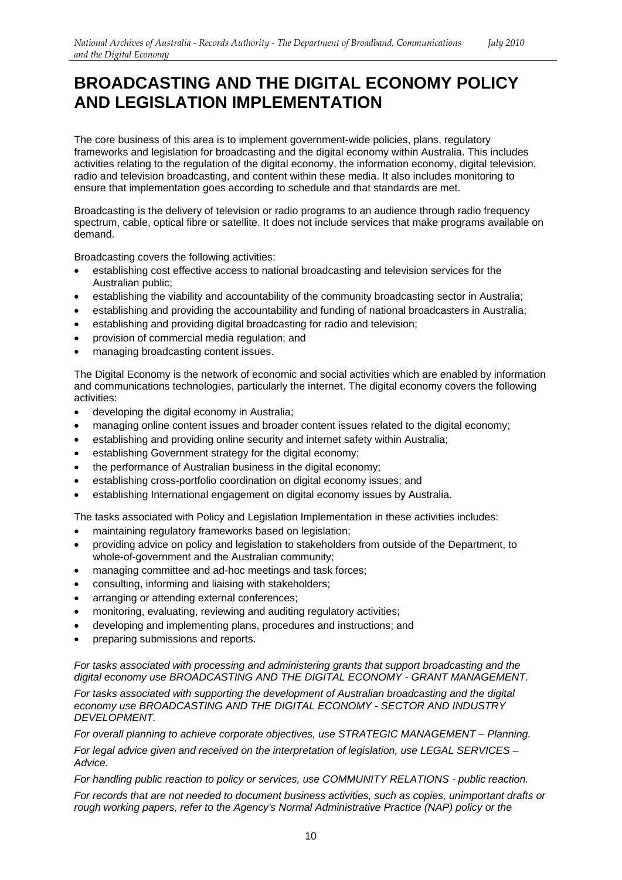# BROADCASTING AND THE DIGITAL ECONOMY POLICY AND LEGISLATION IMPLEMENTATION

The core business of this area is to implement government-wide policies, plans, regulatory frameworks and legislation for broadcasting and the digital economy within Australia. This includes activities relating to the regulation of the digital economy, the information economy, digital television, radio and television broadcasting, and content within these media. It also includes monitoring to ensure that implementation goes according to schedule and that standards are met.

Broadcasting is the delivery of television or radio programs to an audience through radio frequency spectrum, cable, optical fibre or satellite. It does not include services that make programs available on demand.

Broadcasting covers the following activities:

- establishing cost effective access to national broadcasting and television services for the Australian public;
- establishing the viability and accountability of the community broadcasting sector in Australia;
- establishing and providing the accountability and funding of national broadcasters in Australia;
- establishing and providing digital broadcasting for radio and television;
- provision of commercial media regulation; and
- managing broadcasting content issues.

The Digital Economy is the network of economic and social activities which are enabled by information and communications technologies, particularly the internet. The digital economy covers the following activities:

- developing the digital economy in Australia;
- managing online content issues and broader content issues related to the digital economy;
- establishing and providing online security and internet safety within Australia;
- establishing Government strategy for the digital economy;
- the performance of Australian business in the digital economy;
- establishing cross-portfolio coordination on digital economy issues; and
- establishing International engagement on digital economy issues by Australia.

The tasks associated with Policy and Legislation Implementation in these activities includes:

- maintaining regulatory frameworks based on legislation;
- providing advice on policy and legislation to stakeholders from outside of the Department, to whole-of-government and the Australian community;
- managing committee and ad-hoc meetings and task forces;
- consulting, informing and liaising with stakeholders;
- arranging or attending external conferences;
- monitoring, evaluating, reviewing and auditing regulatory activities;
- developing and implementing plans, procedures and instructions; and
- preparing submissions and reports.

*For tasks associated with processing and administering grants that support broadcasting and the digital economy use BROADCASTING AND THE DIGITAL ECONOMY - GRANT MANAGEMENT.*

*For tasks associated with supporting the development of Australian broadcasting and the digital economy use BROADCASTING AND THE DIGITAL ECONOMY - SECTOR AND INDUSTRY DEVELOPMENT.*

*For overall planning to achieve corporate objectives, use STRATEGIC MANAGEMENT – Planning.*

*For legal advice given and received on the interpretation of legislation, use LEGAL SERVICES – Advice.*

*For handling public reaction to policy or services, use COMMUNITY RELATIONS - public reaction.*

*For records that are not needed to document business activities, such as copies, unimportant drafts or rough working papers, refer to the Agency's Normal Administrative Practice (NAP) policy or the*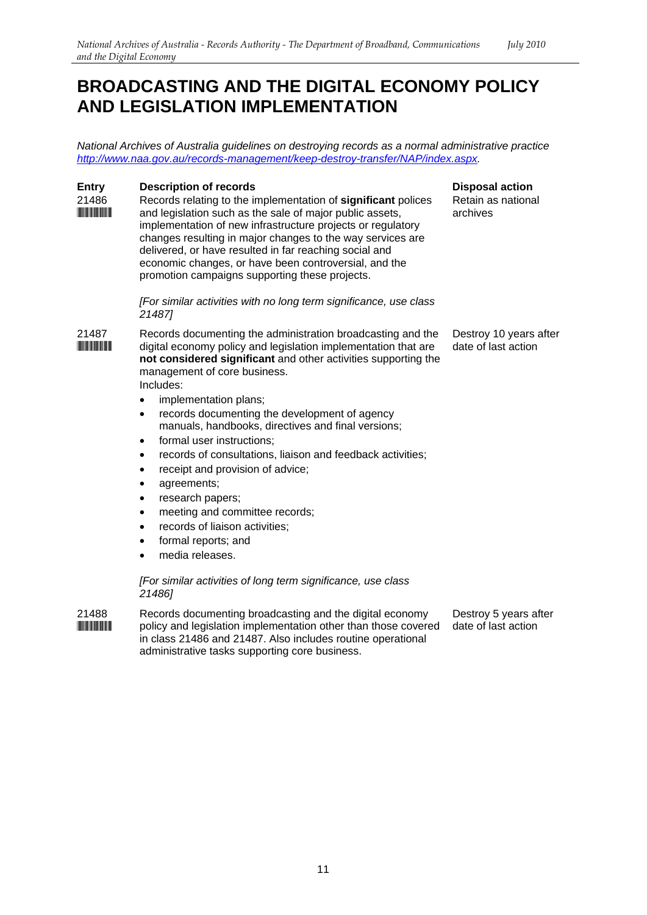# BROADCASTING AND THE DIGITAL ECONOMY POLICY AND LEGISLATION IMPLEMENTATION

*National Archives of Australia guidelines on destroying records as a normal administrative practice [http://www.naa.gov.au/records-management/keep-destroy-transfer/NAP/index.aspx](http://www.naa.gov.au/records-management/keep-destroy-transfer/NAP/index.aspx).*

| Entry | Description of records | Disposal action |
|---|---|---|
| 21486 | Records relating to the implementation of **significant** polices and legislation such as the sale of major public assets, implementation of new infrastructure projects or regulatory changes resulting in major changes to the way services are delivered, or have resulted in far reaching social and economic changes, or have been controversial, and the promotion campaigns supporting these projects.<br><br>*[For similar activities with no long term significance, use class 21487]* | Retain as national archives |
| 21487 | Records documenting the administration broadcasting and the digital economy policy and legislation implementation that are **not considered significant** and other activities supporting the management of core business.<br>Includes:<br>• implementation plans;<br>• records documenting the development of agency manuals, handbooks, directives and final versions;<br>• formal user instructions;<br>• records of consultations, liaison and feedback activities;<br>• receipt and provision of advice;<br>• agreements;<br>• research papers;<br>• meeting and committee records;<br>• records of liaison activities;<br>• formal reports; and<br>• media releases.<br><br>*[For similar activities of long term significance, use class 21486]* | Destroy 10 years after date of last action |
| 21488 | Records documenting broadcasting and the digital economy policy and legislation implementation other than those covered in class 21486 and 21487. Also includes routine operational administrative tasks supporting core business. | Destroy 5 years after date of last action |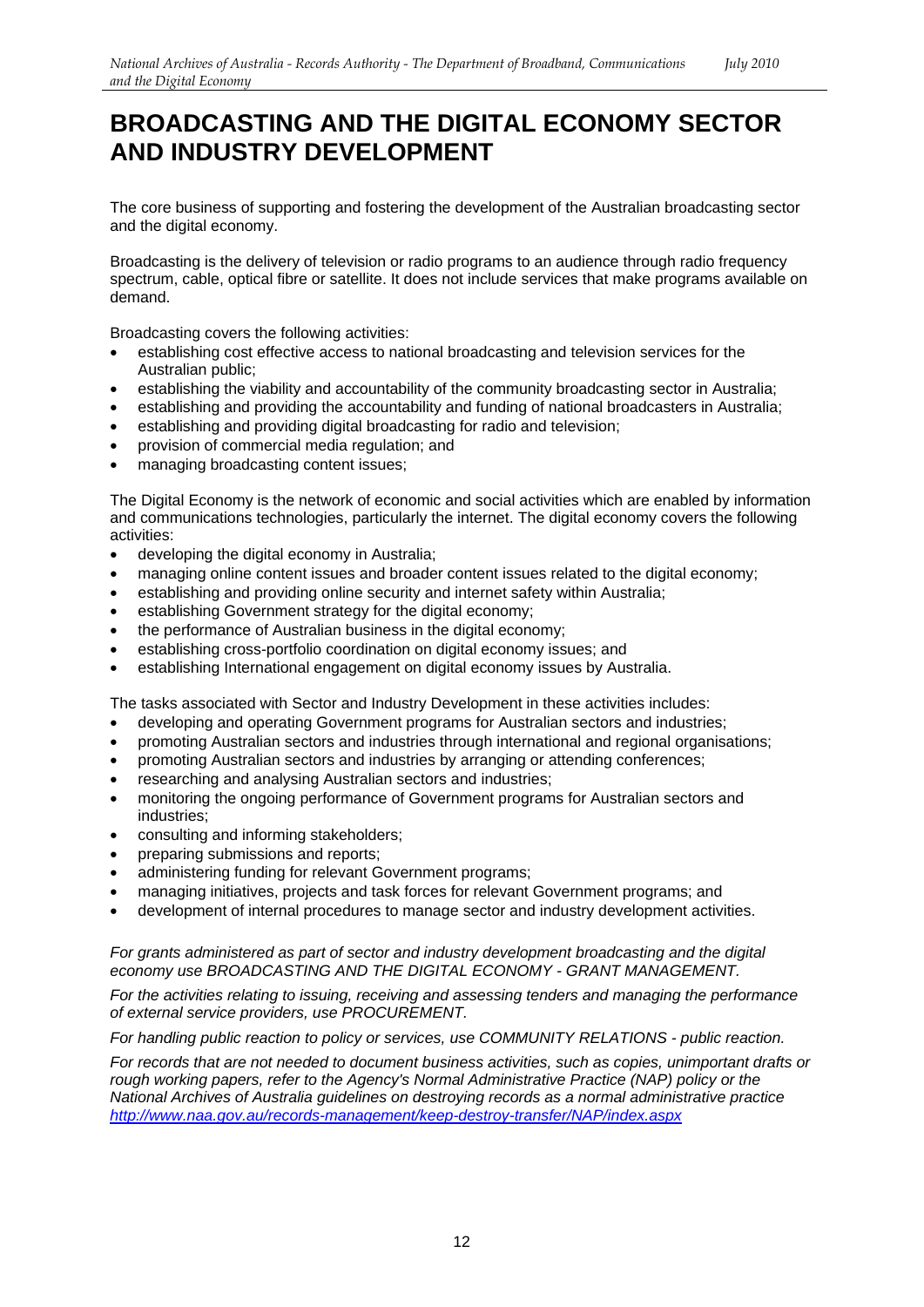# BROADCASTING AND THE DIGITAL ECONOMY SECTOR AND INDUSTRY DEVELOPMENT

The core business of supporting and fostering the development of the Australian broadcasting sector and the digital economy.

Broadcasting is the delivery of television or radio programs to an audience through radio frequency spectrum, cable, optical fibre or satellite. It does not include services that make programs available on demand.

Broadcasting covers the following activities:

- establishing cost effective access to national broadcasting and television services for the Australian public;
- establishing the viability and accountability of the community broadcasting sector in Australia;
- establishing and providing the accountability and funding of national broadcasters in Australia;
- establishing and providing digital broadcasting for radio and television;
- provision of commercial media regulation; and
- managing broadcasting content issues;

The Digital Economy is the network of economic and social activities which are enabled by information and communications technologies, particularly the internet. The digital economy covers the following activities:

- developing the digital economy in Australia;
- managing online content issues and broader content issues related to the digital economy;
- establishing and providing online security and internet safety within Australia;
- establishing Government strategy for the digital economy;
- the performance of Australian business in the digital economy;
- establishing cross-portfolio coordination on digital economy issues; and
- establishing International engagement on digital economy issues by Australia.

The tasks associated with Sector and Industry Development in these activities includes:

- developing and operating Government programs for Australian sectors and industries;
- promoting Australian sectors and industries through international and regional organisations;
- promoting Australian sectors and industries by arranging or attending conferences;
- researching and analysing Australian sectors and industries;
- monitoring the ongoing performance of Government programs for Australian sectors and industries;
- consulting and informing stakeholders;
- preparing submissions and reports;
- administering funding for relevant Government programs;
- managing initiatives, projects and task forces for relevant Government programs; and
- development of internal procedures to manage sector and industry development activities.

*For grants administered as part of sector and industry development broadcasting and the digital economy use BROADCASTING AND THE DIGITAL ECONOMY - GRANT MANAGEMENT.*

*For the activities relating to issuing, receiving and assessing tenders and managing the performance of external service providers, use PROCUREMENT.*

*For handling public reaction to policy or services, use COMMUNITY RELATIONS - public reaction.*

*For records that are not needed to document business activities, such as copies, unimportant drafts or rough working papers, refer to the Agency's Normal Administrative Practice (NAP) policy or the National Archives of Australia guidelines on destroying records as a normal administrative practice [http://www.naa.gov.au/records-management/keep-destroy-transfer/NAP/index.aspx](http://www.naa.gov.au/records-management/keep-destroy-transfer/NAP/index.aspx)*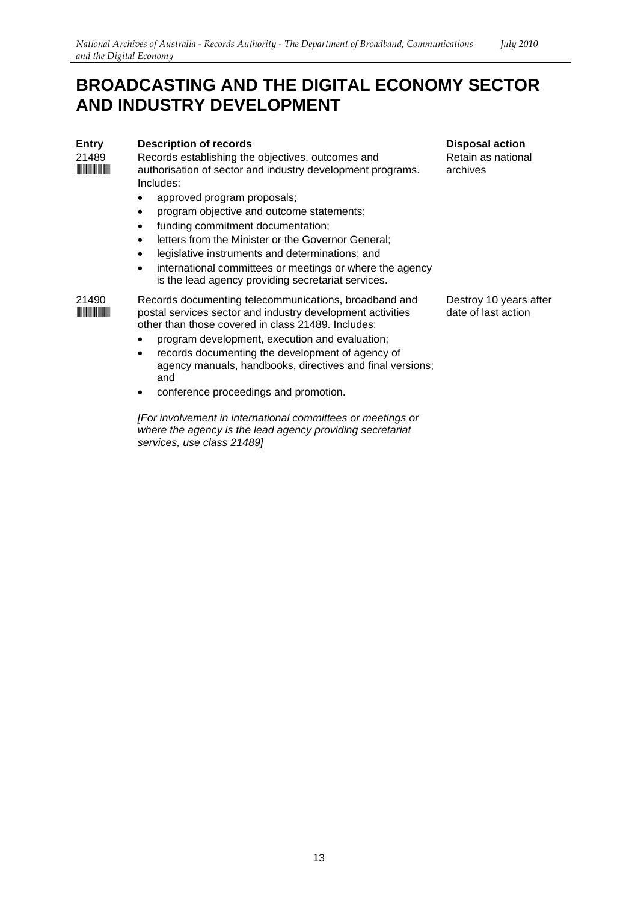# BROADCASTING AND THE DIGITAL ECONOMY SECTOR AND INDUSTRY DEVELOPMENT

| Entry | Description of records | Disposal action |
|---|---|---|
| 21489 | Records establishing the objectives, outcomes and authorisation of sector and industry development programs. Includes:<br>• approved program proposals;<br>• program objective and outcome statements;<br>• funding commitment documentation;<br>• letters from the Minister or the Governor General;<br>• legislative instruments and determinations; and<br>• international committees or meetings or where the agency is the lead agency providing secretariat services. | Retain as national archives |
| 21490 | Records documenting telecommunications, broadband and postal services sector and industry development activities other than those covered in class 21489. Includes:<br>• program development, execution and evaluation;<br>• records documenting the development of agency of agency manuals, handbooks, directives and final versions; and<br>• conference proceedings and promotion.<br><br>*[For involvement in international committees or meetings or where the agency is the lead agency providing secretariat services, use class 21489]* | Destroy 10 years after date of last action |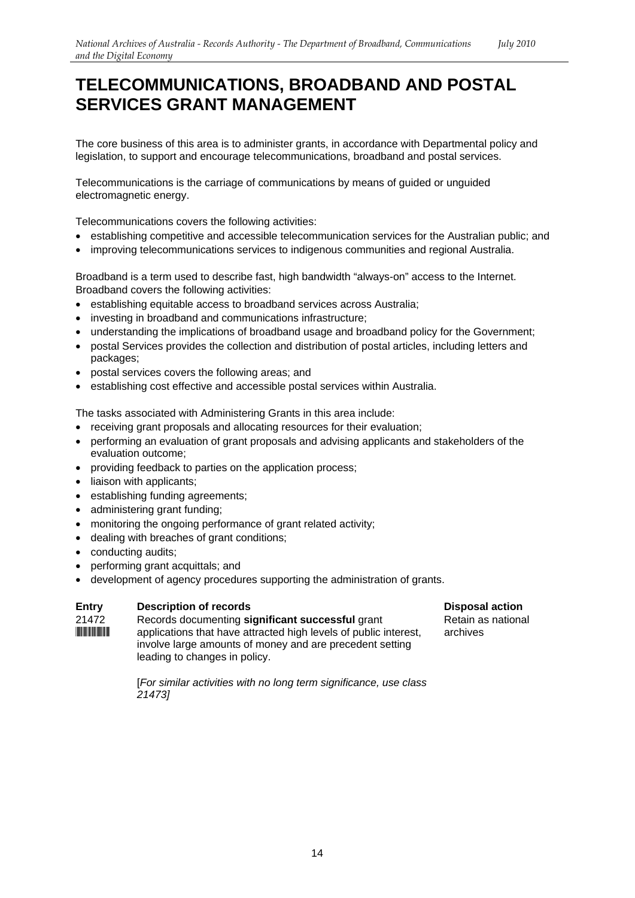# TELECOMMUNICATIONS, BROADBAND AND POSTAL SERVICES GRANT MANAGEMENT

The core business of this area is to administer grants, in accordance with Departmental policy and legislation, to support and encourage telecommunications, broadband and postal services.

Telecommunications is the carriage of communications by means of guided or unguided electromagnetic energy.

Telecommunications covers the following activities:

- establishing competitive and accessible telecommunication services for the Australian public; and
- improving telecommunications services to indigenous communities and regional Australia.

Broadband is a term used to describe fast, high bandwidth "always-on" access to the Internet. Broadband covers the following activities:

- establishing equitable access to broadband services across Australia;
- investing in broadband and communications infrastructure;
- understanding the implications of broadband usage and broadband policy for the Government;
- postal Services provides the collection and distribution of postal articles, including letters and packages;
- postal services covers the following areas; and
- establishing cost effective and accessible postal services within Australia.

The tasks associated with Administering Grants in this area include:

- receiving grant proposals and allocating resources for their evaluation;
- performing an evaluation of grant proposals and advising applicants and stakeholders of the evaluation outcome;
- providing feedback to parties on the application process;
- liaison with applicants;
- establishing funding agreements;
- administering grant funding;
- monitoring the ongoing performance of grant related activity;
- dealing with breaches of grant conditions;
- conducting audits;
- performing grant acquittals; and
- development of agency procedures supporting the administration of grants.

| Entry | Description of records | Disposal action |
|---|---|---|
| 21472 | Records documenting **significant successful** grant applications that have attracted high levels of public interest, involve large amounts of money and are precedent setting leading to changes in policy.<br><br>[*For similar activities with no long term significance, use class 21473]* | Retain as national archives |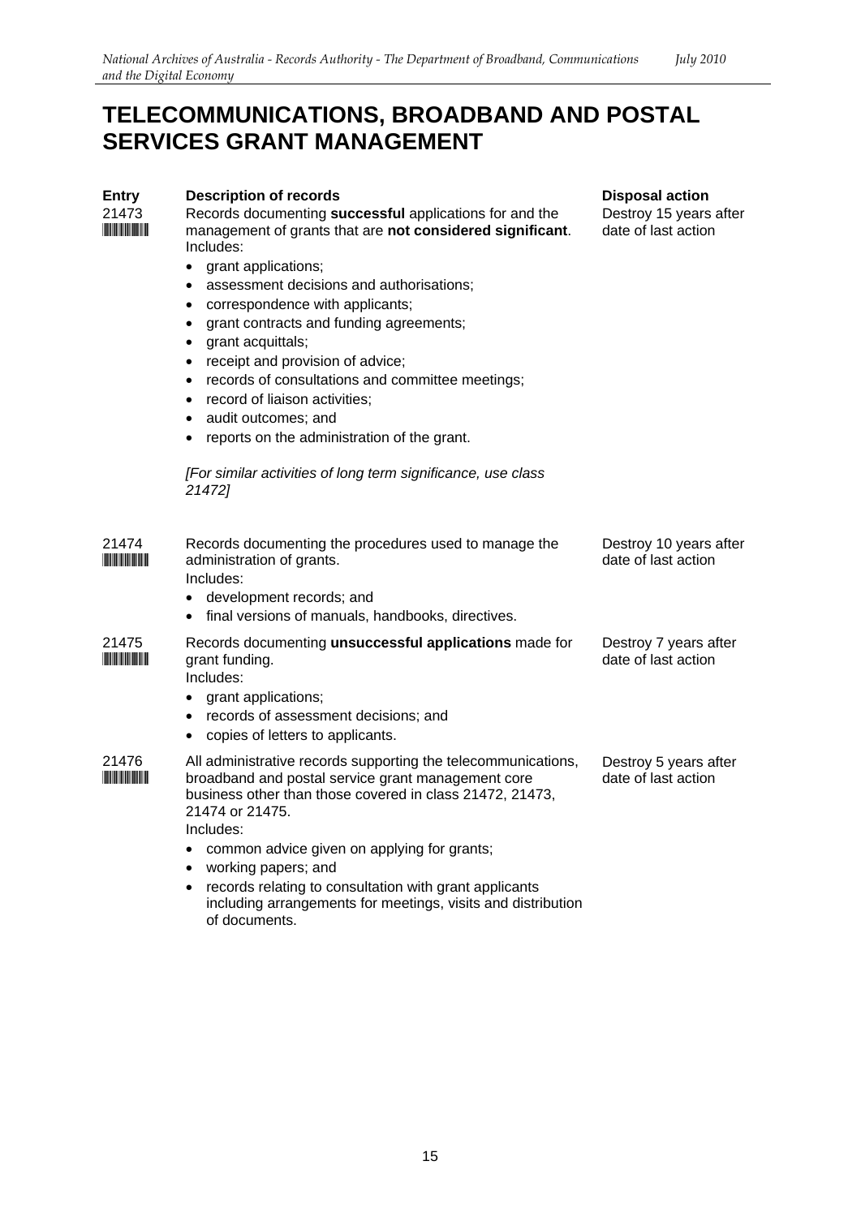# TELECOMMUNICATIONS, BROADBAND AND POSTAL SERVICES GRANT MANAGEMENT

| Entry | Description of records | Disposal action |
|---|---|---|
| 21473 | Records documenting **successful** applications for and the management of grants that are **not considered significant**. Includes: <br>• grant applications; <br>• assessment decisions and authorisations; <br>• correspondence with applicants; <br>• grant contracts and funding agreements; <br>• grant acquittals; <br>• receipt and provision of advice; <br>• records of consultations and committee meetings; <br>• record of liaison activities; <br>• audit outcomes; and <br>• reports on the administration of the grant. <br><br>*[For similar activities of long term significance, use class 21472]* | Destroy 15 years after date of last action |
| 21474 | Records documenting the procedures used to manage the administration of grants. Includes: <br>• development records; and <br>• final versions of manuals, handbooks, directives. | Destroy 10 years after date of last action |
| 21475 | Records documenting **unsuccessful applications** made for grant funding. Includes: <br>• grant applications; <br>• records of assessment decisions; and <br>• copies of letters to applicants. | Destroy 7 years after date of last action |
| 21476 | All administrative records supporting the telecommunications, broadband and postal service grant management core business other than those covered in class 21472, 21473, 21474 or 21475. Includes: <br>• common advice given on applying for grants; <br>• working papers; and <br>• records relating to consultation with grant applicants including arrangements for meetings, visits and distribution of documents. | Destroy 5 years after date of last action |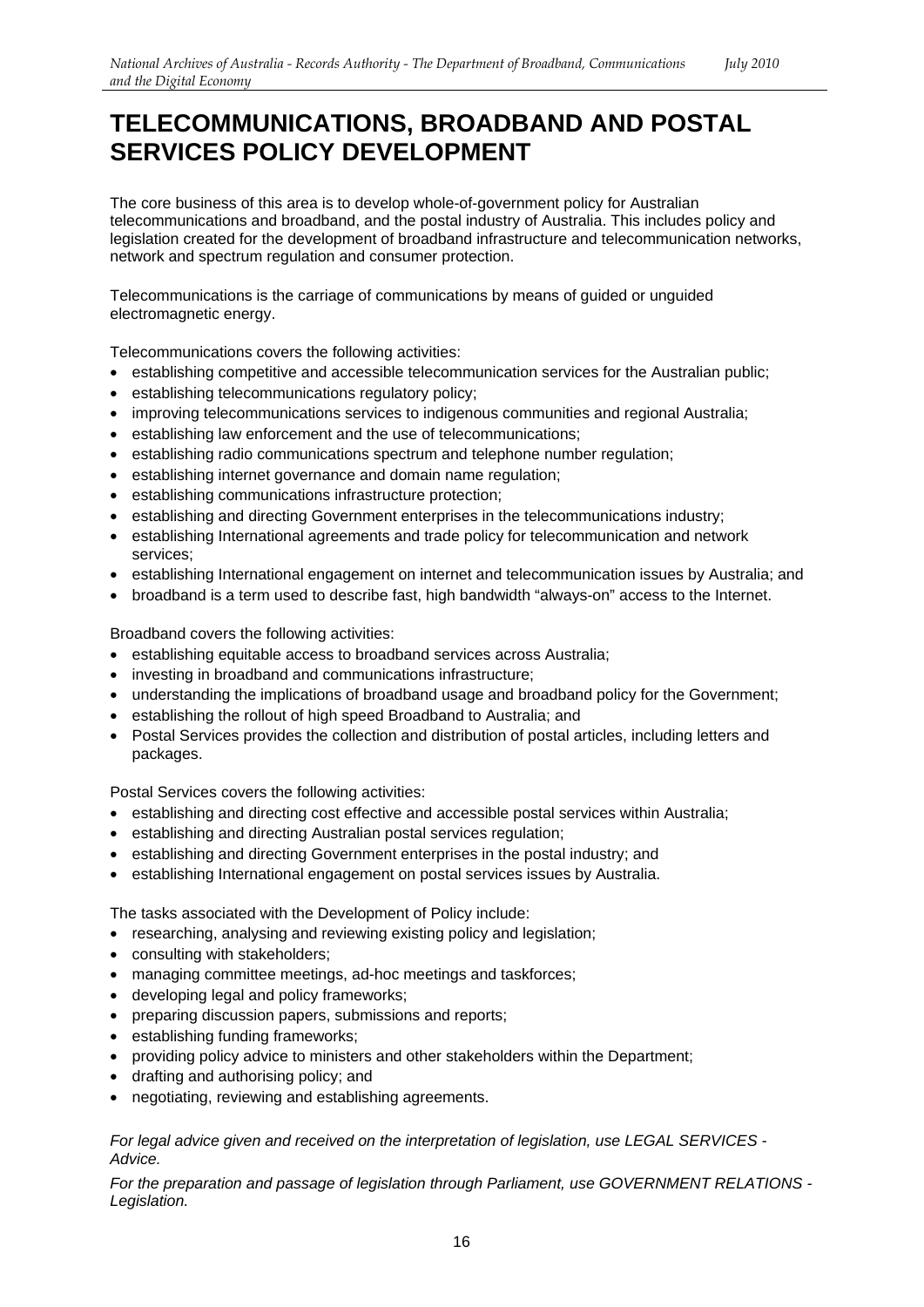# TELECOMMUNICATIONS, BROADBAND AND POSTAL SERVICES POLICY DEVELOPMENT

The core business of this area is to develop whole-of-government policy for Australian telecommunications and broadband, and the postal industry of Australia. This includes policy and legislation created for the development of broadband infrastructure and telecommunication networks, network and spectrum regulation and consumer protection.

Telecommunications is the carriage of communications by means of guided or unguided electromagnetic energy.

Telecommunications covers the following activities:

- establishing competitive and accessible telecommunication services for the Australian public;
- establishing telecommunications regulatory policy;
- improving telecommunications services to indigenous communities and regional Australia;
- establishing law enforcement and the use of telecommunications;
- establishing radio communications spectrum and telephone number regulation;
- establishing internet governance and domain name regulation;
- establishing communications infrastructure protection;
- establishing and directing Government enterprises in the telecommunications industry;
- establishing International agreements and trade policy for telecommunication and network services;
- establishing International engagement on internet and telecommunication issues by Australia; and
- broadband is a term used to describe fast, high bandwidth "always-on" access to the Internet.

Broadband covers the following activities:

- establishing equitable access to broadband services across Australia;
- investing in broadband and communications infrastructure;
- understanding the implications of broadband usage and broadband policy for the Government;
- establishing the rollout of high speed Broadband to Australia; and
- Postal Services provides the collection and distribution of postal articles, including letters and packages.

Postal Services covers the following activities:

- establishing and directing cost effective and accessible postal services within Australia;
- establishing and directing Australian postal services regulation;
- establishing and directing Government enterprises in the postal industry; and
- establishing International engagement on postal services issues by Australia.

The tasks associated with the Development of Policy include:

- researching, analysing and reviewing existing policy and legislation;
- consulting with stakeholders;
- managing committee meetings, ad-hoc meetings and taskforces;
- developing legal and policy frameworks;
- preparing discussion papers, submissions and reports;
- establishing funding frameworks;
- providing policy advice to ministers and other stakeholders within the Department;
- drafting and authorising policy; and
- negotiating, reviewing and establishing agreements.

*For legal advice given and received on the interpretation of legislation, use LEGAL SERVICES - Advice.*

*For the preparation and passage of legislation through Parliament, use GOVERNMENT RELATIONS - Legislation.*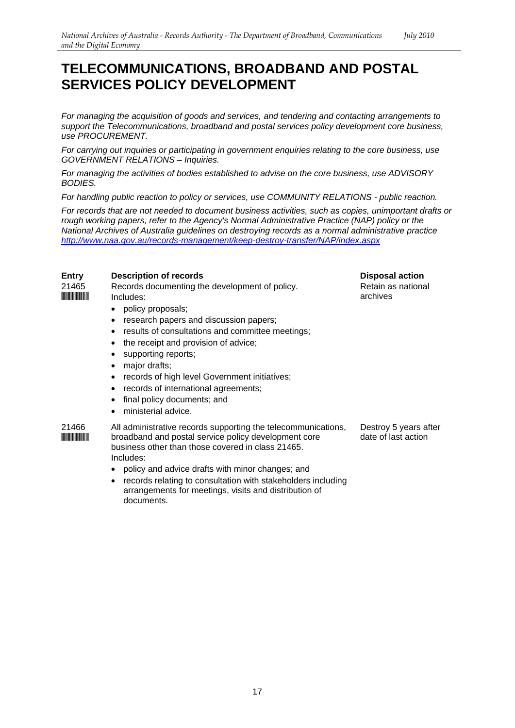# TELECOMMUNICATIONS, BROADBAND AND POSTAL SERVICES POLICY DEVELOPMENT

*For managing the acquisition of goods and services, and tendering and contacting arrangements to support the Telecommunications, broadband and postal services policy development core business, use PROCUREMENT.*

*For carrying out inquiries or participating in government enquiries relating to the core business, use GOVERNMENT RELATIONS – Inquiries.*

*For managing the activities of bodies established to advise on the core business, use ADVISORY BODIES.*

*For handling public reaction to policy or services, use COMMUNITY RELATIONS - public reaction.*

*For records that are not needed to document business activities, such as copies, unimportant drafts or rough working papers, refer to the Agency's Normal Administrative Practice (NAP) policy or the National Archives of Australia guidelines on destroying records as a normal administrative practice [http://www.naa.gov.au/records-management/keep-destroy-transfer/NAP/index.aspx](http://www.naa.gov.au/records-management/keep-destroy-transfer/NAP/index.aspx)*

| Entry | Description of records | Disposal action |
|---|---|---|
| 21465 | Records documenting the development of policy. Includes: <br>• policy proposals; <br>• research papers and discussion papers; <br>• results of consultations and committee meetings; <br>• the receipt and provision of advice; <br>• supporting reports; <br>• major drafts; <br>• records of high level Government initiatives; <br>• records of international agreements; <br>• final policy documents; and <br>• ministerial advice. | Retain as national archives |
| 21466 | All administrative records supporting the telecommunications, broadband and postal service policy development core business other than those covered in class 21465. Includes: <br>• policy and advice drafts with minor changes; and <br>• records relating to consultation with stakeholders including arrangements for meetings, visits and distribution of documents. | Destroy 5 years after date of last action |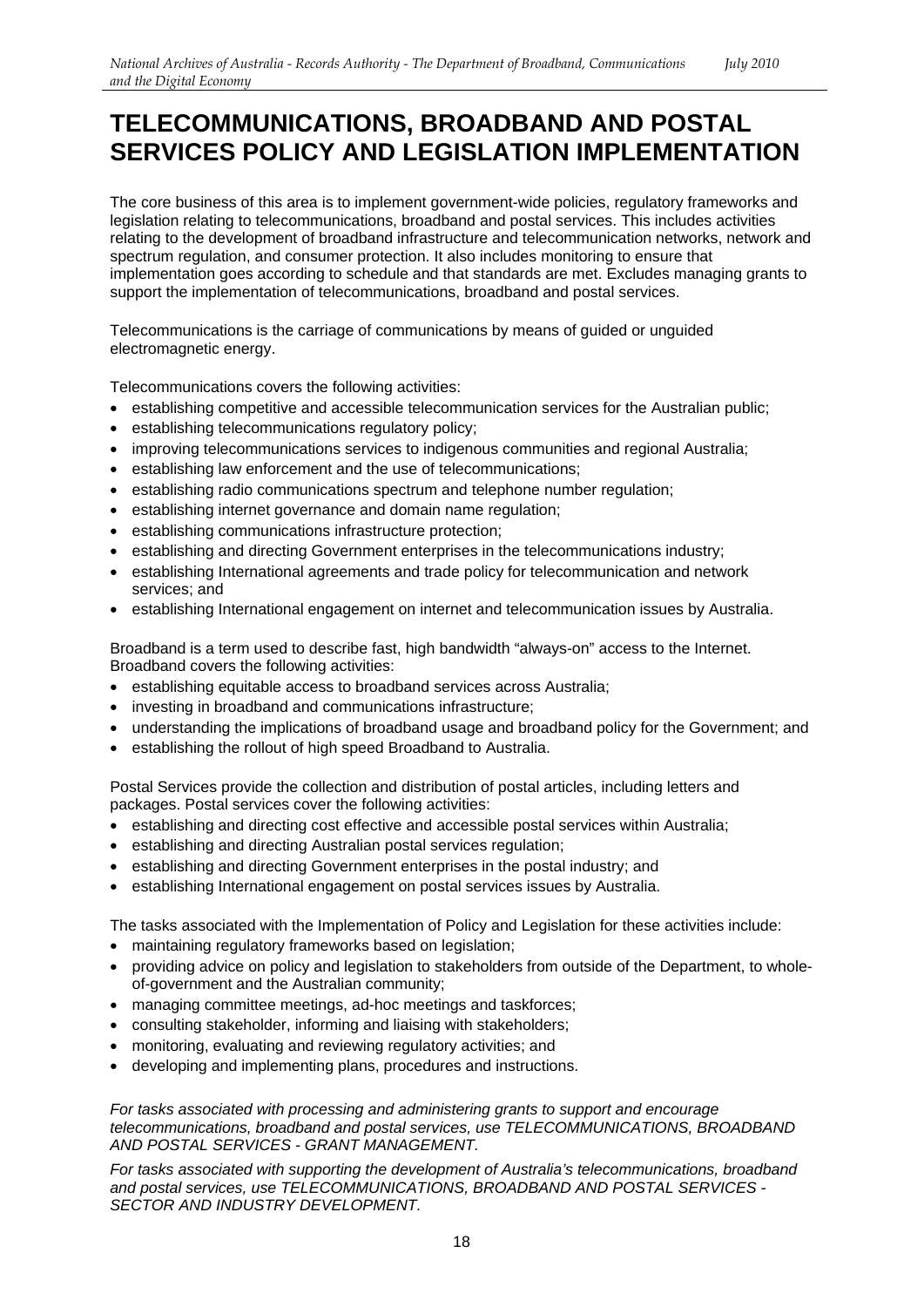# TELECOMMUNICATIONS, BROADBAND AND POSTAL SERVICES POLICY AND LEGISLATION IMPLEMENTATION

The core business of this area is to implement government-wide policies, regulatory frameworks and legislation relating to telecommunications, broadband and postal services. This includes activities relating to the development of broadband infrastructure and telecommunication networks, network and spectrum regulation, and consumer protection. It also includes monitoring to ensure that implementation goes according to schedule and that standards are met. Excludes managing grants to support the implementation of telecommunications, broadband and postal services.

Telecommunications is the carriage of communications by means of guided or unguided electromagnetic energy.

Telecommunications covers the following activities:

- establishing competitive and accessible telecommunication services for the Australian public;
- establishing telecommunications regulatory policy;
- improving telecommunications services to indigenous communities and regional Australia;
- establishing law enforcement and the use of telecommunications;
- establishing radio communications spectrum and telephone number regulation;
- establishing internet governance and domain name regulation;
- establishing communications infrastructure protection;
- establishing and directing Government enterprises in the telecommunications industry;
- establishing International agreements and trade policy for telecommunication and network services; and
- establishing International engagement on internet and telecommunication issues by Australia.

Broadband is a term used to describe fast, high bandwidth "always-on" access to the Internet. Broadband covers the following activities:

- establishing equitable access to broadband services across Australia;
- investing in broadband and communications infrastructure;
- understanding the implications of broadband usage and broadband policy for the Government; and
- establishing the rollout of high speed Broadband to Australia.

Postal Services provide the collection and distribution of postal articles, including letters and packages. Postal services cover the following activities:

- establishing and directing cost effective and accessible postal services within Australia;
- establishing and directing Australian postal services regulation;
- establishing and directing Government enterprises in the postal industry; and
- establishing International engagement on postal services issues by Australia.

The tasks associated with the Implementation of Policy and Legislation for these activities include:

- maintaining regulatory frameworks based on legislation;
- providing advice on policy and legislation to stakeholders from outside of the Department, to whole-of-government and the Australian community;
- managing committee meetings, ad-hoc meetings and taskforces;
- consulting stakeholder, informing and liaising with stakeholders;
- monitoring, evaluating and reviewing regulatory activities; and
- developing and implementing plans, procedures and instructions.

*For tasks associated with processing and administering grants to support and encourage telecommunications, broadband and postal services, use TELECOMMUNICATIONS, BROADBAND AND POSTAL SERVICES - GRANT MANAGEMENT.*

*For tasks associated with supporting the development of Australia's telecommunications, broadband and postal services, use TELECOMMUNICATIONS, BROADBAND AND POSTAL SERVICES - SECTOR AND INDUSTRY DEVELOPMENT.*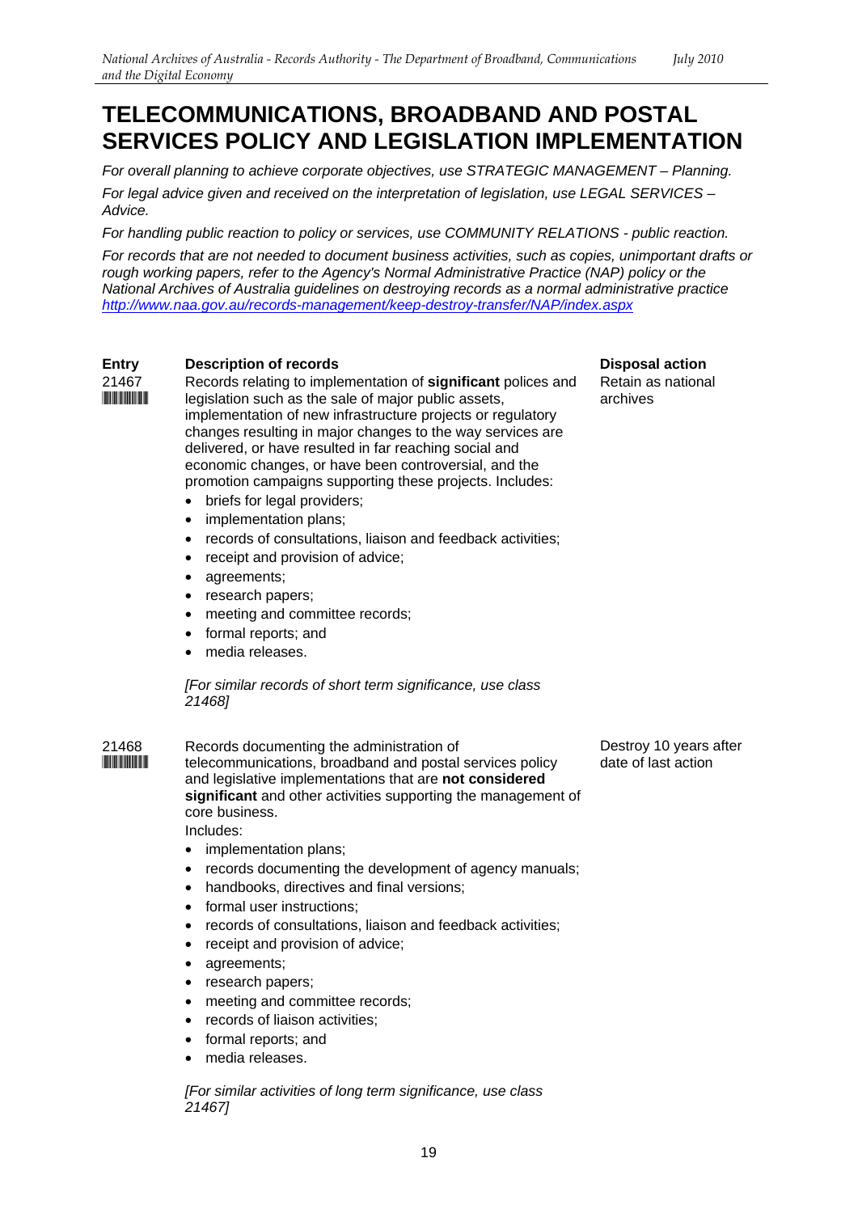# TELECOMMUNICATIONS, BROADBAND AND POSTAL SERVICES POLICY AND LEGISLATION IMPLEMENTATION

*For overall planning to achieve corporate objectives, use STRATEGIC MANAGEMENT – Planning.*

*For legal advice given and received on the interpretation of legislation, use LEGAL SERVICES – Advice.*

*For handling public reaction to policy or services, use COMMUNITY RELATIONS - public reaction.*

*For records that are not needed to document business activities, such as copies, unimportant drafts or rough working papers, refer to the Agency's Normal Administrative Practice (NAP) policy or the National Archives of Australia guidelines on destroying records as a normal administrative practice* *http://www.naa.gov.au/records-management/keep-destroy-transfer/NAP/index.aspx*

| Entry | Description of records | Disposal action |
|---|---|---|
| 21467 | Records relating to implementation of **significant** polices and legislation such as the sale of major public assets, implementation of new infrastructure projects or regulatory changes resulting in major changes to the way services are delivered, or have resulted in far reaching social and economic changes, or have been controversial, and the promotion campaigns supporting these projects. Includes:<br>• briefs for legal providers;<br>• implementation plans;<br>• records of consultations, liaison and feedback activities;<br>• receipt and provision of advice;<br>• agreements;<br>• research papers;<br>• meeting and committee records;<br>• formal reports; and<br>• media releases.<br><br>*[For similar records of short term significance, use class 21468]* | Retain as national archives |
| 21468 | Records documenting the administration of telecommunications, broadband and postal services policy and legislative implementations that are **not considered significant** and other activities supporting the management of core business.<br>Includes:<br>• implementation plans;<br>• records documenting the development of agency manuals;<br>• handbooks, directives and final versions;<br>• formal user instructions;<br>• records of consultations, liaison and feedback activities;<br>• receipt and provision of advice;<br>• agreements;<br>• research papers;<br>• meeting and committee records;<br>• records of liaison activities;<br>• formal reports; and<br>• media releases.<br><br>*[For similar activities of long term significance, use class 21467]* | Destroy 10 years after date of last action |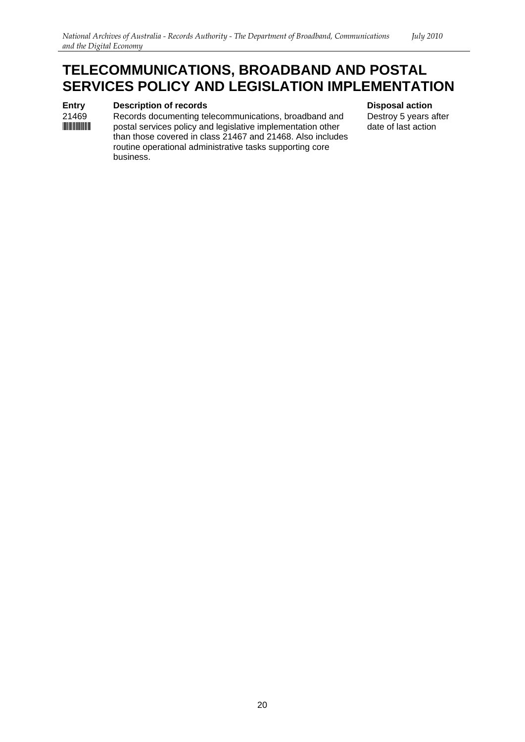# TELECOMMUNICATIONS, BROADBAND AND POSTAL SERVICES POLICY AND LEGISLATION IMPLEMENTATION

| Entry | Description of records | Disposal action |
| --- | --- | --- |
| 21469 | Records documenting telecommunications, broadband and postal services policy and legislative implementation other than those covered in class 21467 and 21468. Also includes routine operational administrative tasks supporting core business. | Destroy 5 years after date of last action |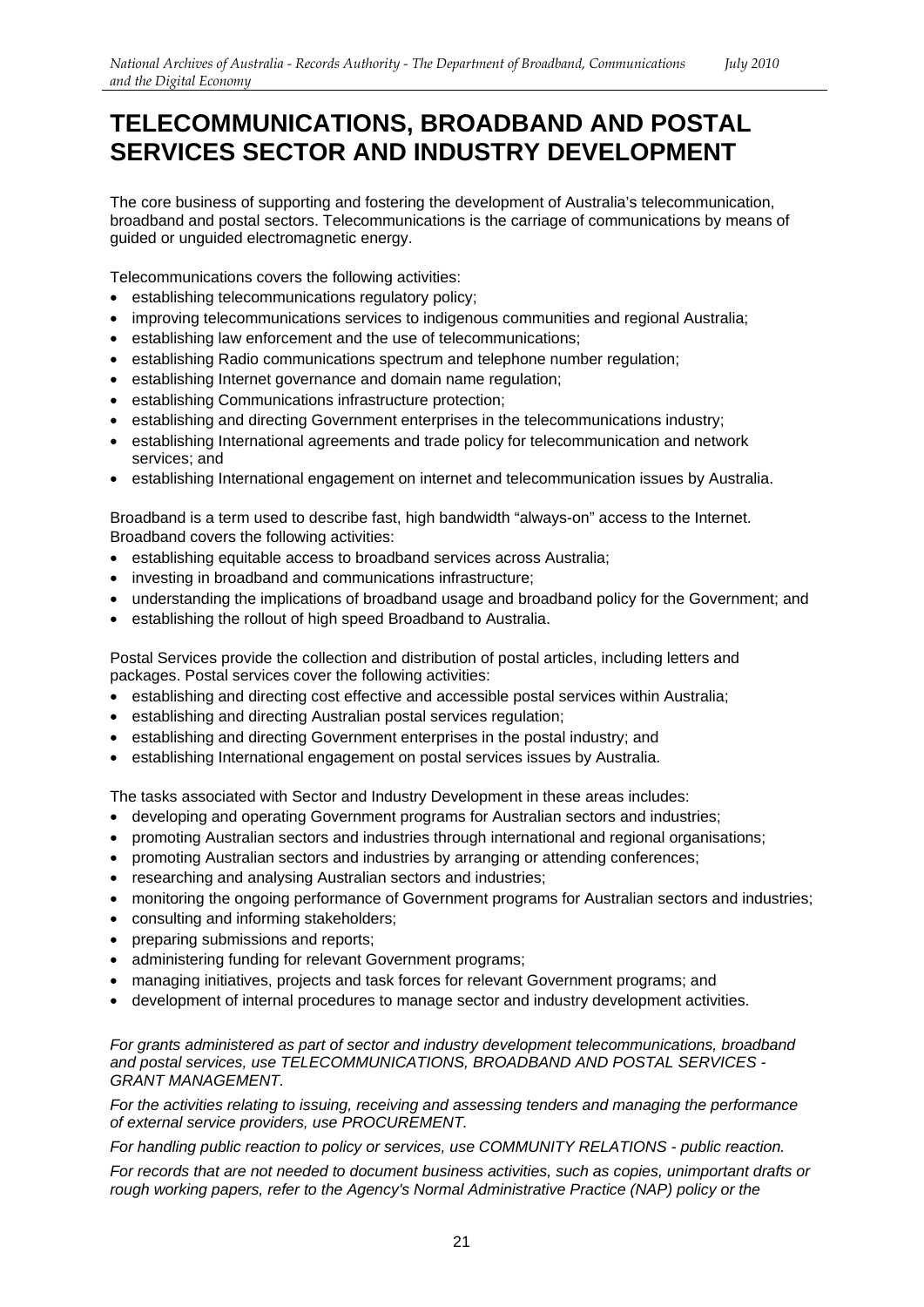# TELECOMMUNICATIONS, BROADBAND AND POSTAL SERVICES SECTOR AND INDUSTRY DEVELOPMENT

The core business of supporting and fostering the development of Australia's telecommunication, broadband and postal sectors. Telecommunications is the carriage of communications by means of guided or unguided electromagnetic energy.

Telecommunications covers the following activities:

- establishing telecommunications regulatory policy;
- improving telecommunications services to indigenous communities and regional Australia;
- establishing law enforcement and the use of telecommunications;
- establishing Radio communications spectrum and telephone number regulation;
- establishing Internet governance and domain name regulation;
- establishing Communications infrastructure protection;
- establishing and directing Government enterprises in the telecommunications industry;
- establishing International agreements and trade policy for telecommunication and network services; and
- establishing International engagement on internet and telecommunication issues by Australia.

Broadband is a term used to describe fast, high bandwidth "always-on" access to the Internet. Broadband covers the following activities:

- establishing equitable access to broadband services across Australia;
- investing in broadband and communications infrastructure;
- understanding the implications of broadband usage and broadband policy for the Government; and
- establishing the rollout of high speed Broadband to Australia.

Postal Services provide the collection and distribution of postal articles, including letters and packages. Postal services cover the following activities:

- establishing and directing cost effective and accessible postal services within Australia;
- establishing and directing Australian postal services regulation;
- establishing and directing Government enterprises in the postal industry; and
- establishing International engagement on postal services issues by Australia.

The tasks associated with Sector and Industry Development in these areas includes:

- developing and operating Government programs for Australian sectors and industries;
- promoting Australian sectors and industries through international and regional organisations;
- promoting Australian sectors and industries by arranging or attending conferences;
- researching and analysing Australian sectors and industries;
- monitoring the ongoing performance of Government programs for Australian sectors and industries;
- consulting and informing stakeholders;
- preparing submissions and reports;
- administering funding for relevant Government programs;
- managing initiatives, projects and task forces for relevant Government programs; and
- development of internal procedures to manage sector and industry development activities.

*For grants administered as part of sector and industry development telecommunications, broadband and postal services, use TELECOMMUNICATIONS, BROADBAND AND POSTAL SERVICES - GRANT MANAGEMENT.*

*For the activities relating to issuing, receiving and assessing tenders and managing the performance of external service providers, use PROCUREMENT.*

*For handling public reaction to policy or services, use COMMUNITY RELATIONS - public reaction.*

*For records that are not needed to document business activities, such as copies, unimportant drafts or rough working papers, refer to the Agency's Normal Administrative Practice (NAP) policy or the*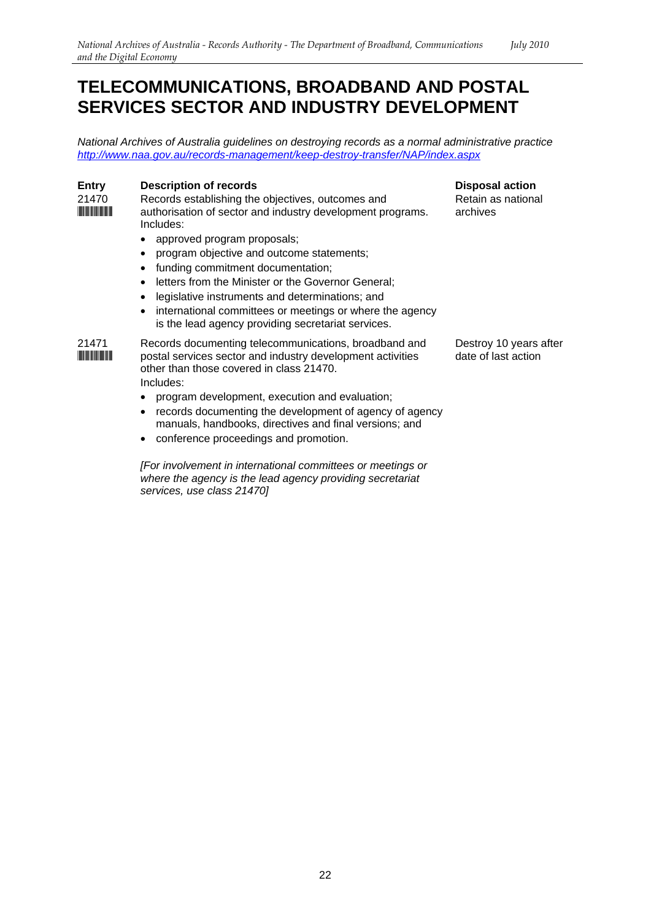# TELECOMMUNICATIONS, BROADBAND AND POSTAL SERVICES SECTOR AND INDUSTRY DEVELOPMENT

*National Archives of Australia guidelines on destroying records as a normal administrative practice* *http://www.naa.gov.au/records-management/keep-destroy-transfer/NAP/index.aspx*

| Entry | Description of records | Disposal action |
|---|---|---|
| 21470 | Records establishing the objectives, outcomes and authorisation of sector and industry development programs. Includes:<br>• approved program proposals;<br>• program objective and outcome statements;<br>• funding commitment documentation;<br>• letters from the Minister or the Governor General;<br>• legislative instruments and determinations; and<br>• international committees or meetings or where the agency is the lead agency providing secretariat services. | Retain as national archives |
| 21471 | Records documenting telecommunications, broadband and postal services sector and industry development activities other than those covered in class 21470.<br>Includes:<br>• program development, execution and evaluation;<br>• records documenting the development of agency of agency manuals, handbooks, directives and final versions; and<br>• conference proceedings and promotion.<br><br>*[For involvement in international committees or meetings or where the agency is the lead agency providing secretariat services, use class 21470]* | Destroy 10 years after date of last action |